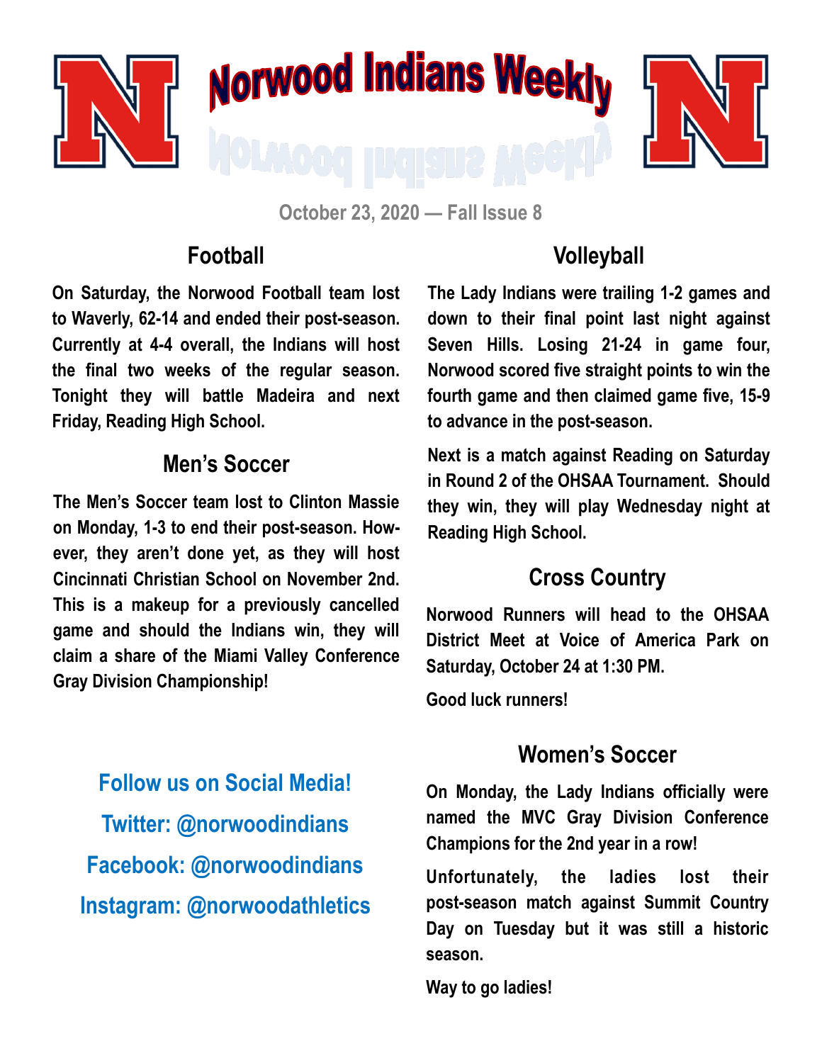# Norwood Indians Weekly

October 23, 2020 — Fall Issue 8

## Football

On Saturday, the Norwood Football team lost to Waverly, 62-14 and ended their post-season. Currently at 4-4 overall, the Indians will host the final two weeks of the regular season. Tonight they will battle Madeira and next Friday, Reading High School.

## Men's Soccer

The Men's Soccer team lost to Clinton Massie on Monday, 1-3 to end their post-season. However, they aren't done yet, as they will host Cincinnati Christian School on November 2nd. This is a makeup for a previously cancelled game and should the Indians win, they will claim a share of the Miami Valley Conference Gray Division Championship!

## Volleyball

The Lady Indians were trailing 1-2 games and down to their final point last night against Seven Hills. Losing 21-24 in game four, Norwood scored five straight points to win the fourth game and then claimed game five, 15-9 to advance in the post-season.

Next is a match against Reading on Saturday in Round 2 of the OHSAA Tournament. Should they win, they will play Wednesday night at Reading High School.

## Cross Country

Norwood Runners will head to the OHSAA District Meet at Voice of America Park on Saturday, October 24 at 1:30 PM.

Good luck runners!

## Women's Soccer

On Monday, the Lady Indians officially were named the MVC Gray Division Conference Champions for the 2nd year in a row!

Unfortunately, the ladies lost their post-season match against Summit Country Day on Tuesday but it was still a historic season.

Way to go ladies!

**Follow us on Social Media!**

**Twitter: @norwoodindians**

**Facebook: @norwoodindians**

**Instagram: @norwoodathletics**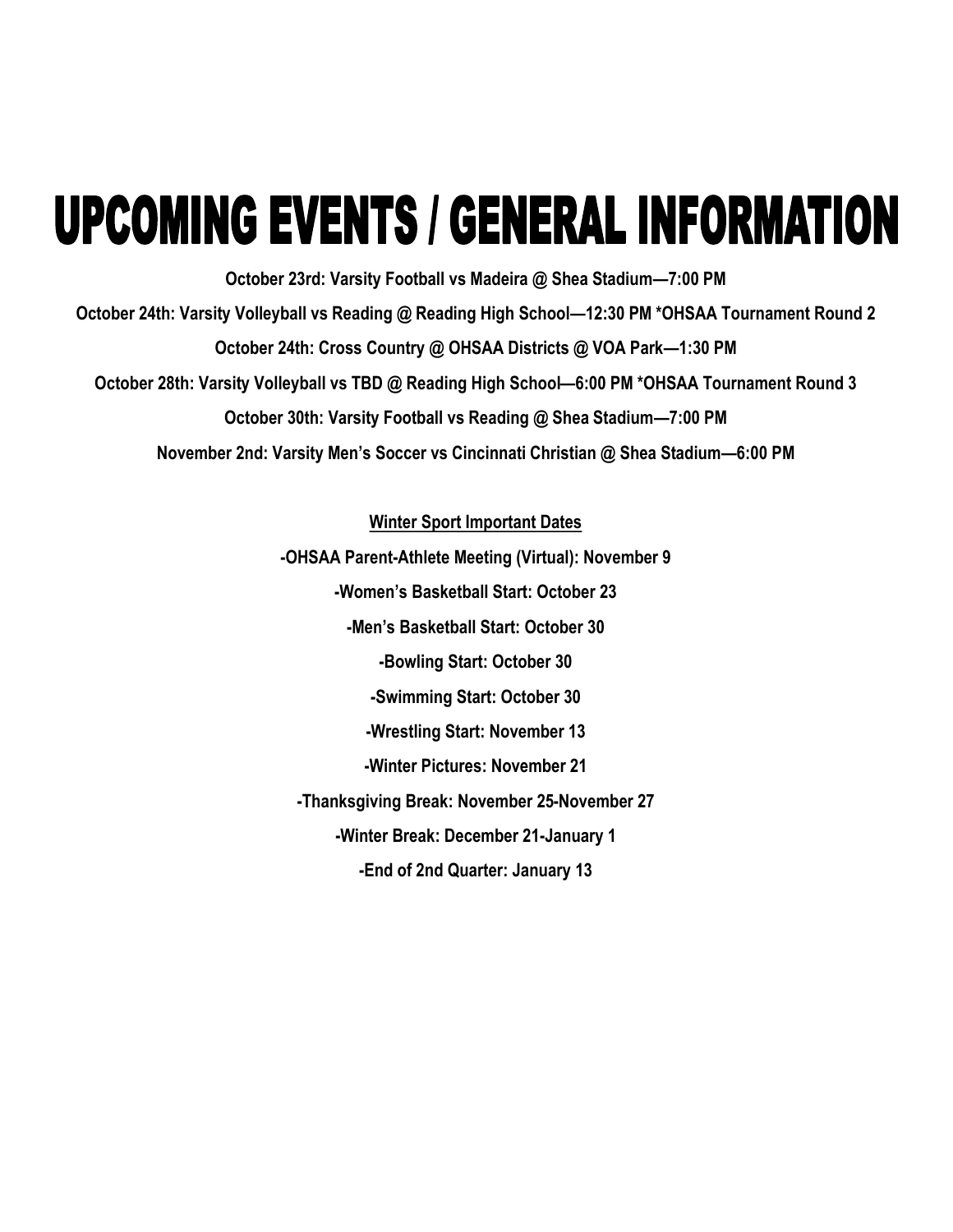# UPCOMING EVENTS / GENERAL INFORMATION

**October 23rd: Varsity Football vs Madeira @ Shea Stadium—7:00 PM**

**October 24th: Varsity Volleyball vs Reading @ Reading High School—12:30 PM *OHSAA Tournament Round 2**

**October 24th: Cross Country @ OHSAA Districts @ VOA Park—1:30 PM**

**October 28th: Varsity Volleyball vs TBD @ Reading High School—6:00 PM *OHSAA Tournament Round 3**

**October 30th: Varsity Football vs Reading @ Shea Stadium—7:00 PM**

**November 2nd: Varsity Men's Soccer vs Cincinnati Christian @ Shea Stadium—6:00 PM**

**Winter Sport Important Dates**

**-OHSAA Parent-Athlete Meeting (Virtual): November 9**

**-Women's Basketball Start: October 23**

**-Men's Basketball Start: October 30**

**-Bowling Start: October 30**

**-Swimming Start: October 30**

**-Wrestling Start: November 13**

**-Winter Pictures: November 21**

**-Thanksgiving Break: November 25-November 27**

**-Winter Break: December 21-January 1**

**-End of 2nd Quarter: January 13**